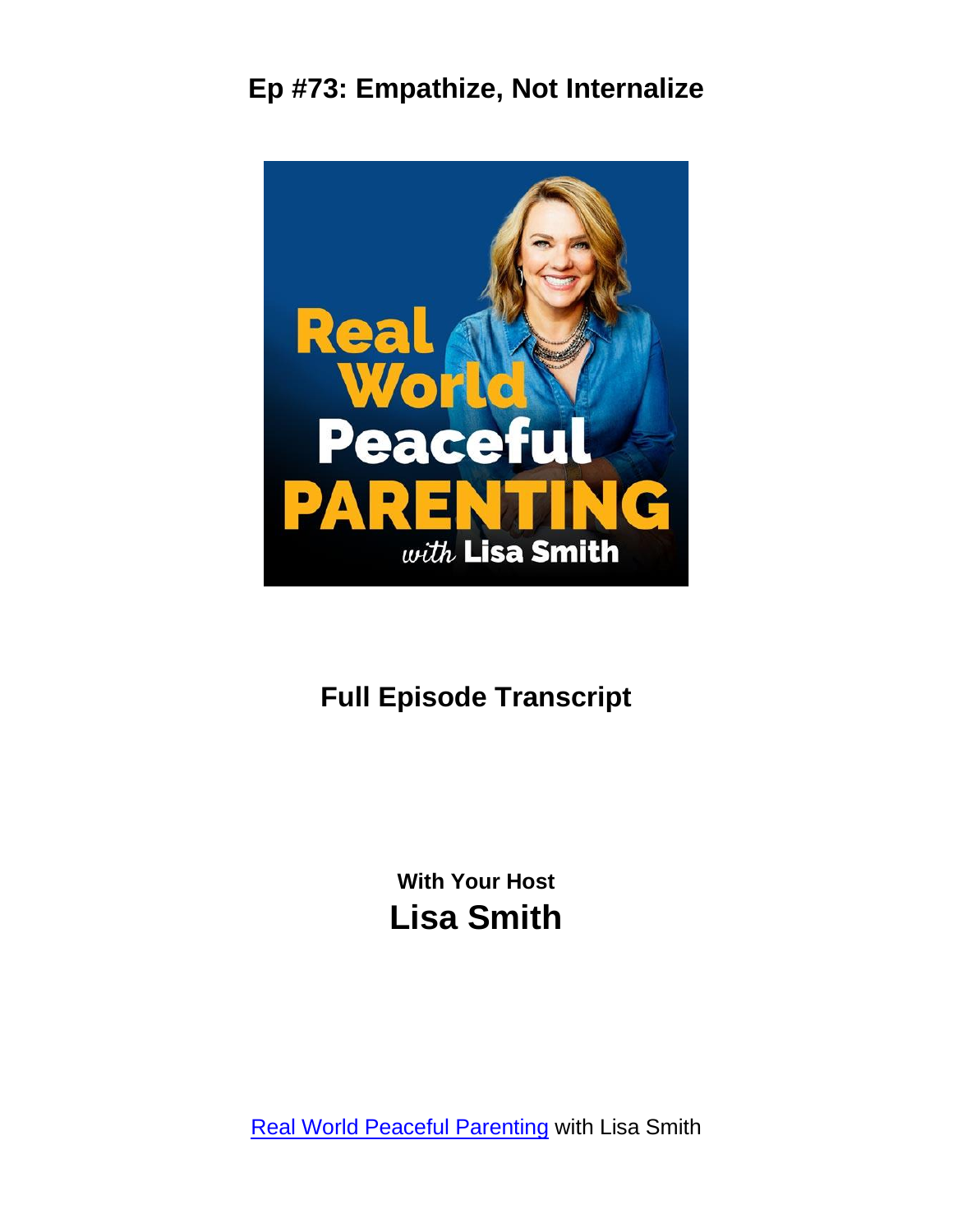# Ep #73: Empathize, Not Internalize

## Full Episode Transcript

**With Your Host**

# Lisa Smith

[Real World Peaceful Parenting](Real World Peaceful Parenting) with Lisa Smith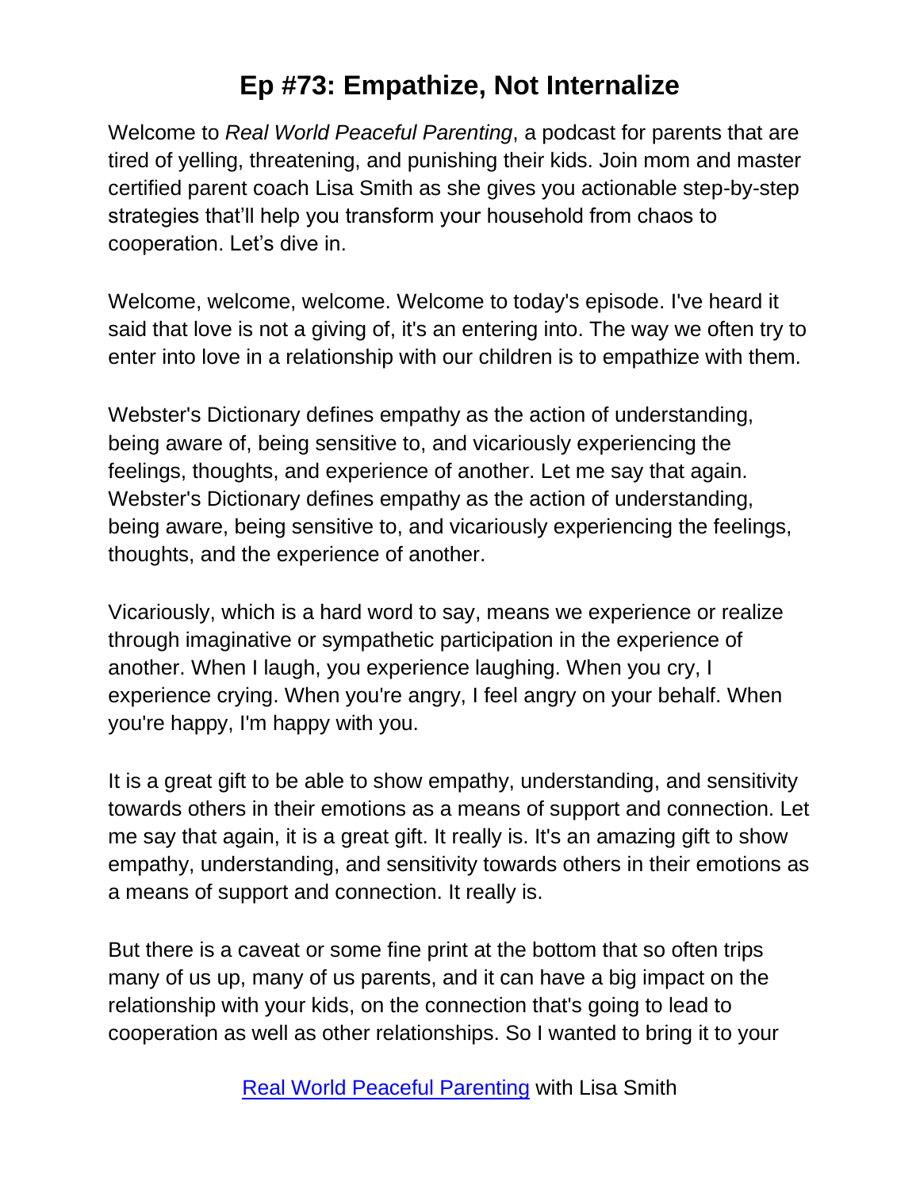# Ep #73: Empathize, Not Internalize

Welcome to *Real World Peaceful Parenting*, a podcast for parents that are tired of yelling, threatening, and punishing their kids. Join mom and master certified parent coach Lisa Smith as she gives you actionable step-by-step strategies that'll help you transform your household from chaos to cooperation. Let's dive in.

Welcome, welcome, welcome. Welcome to today's episode. I've heard it said that love is not a giving of, it's an entering into. The way we often try to enter into love in a relationship with our children is to empathize with them.

Webster's Dictionary defines empathy as the action of understanding, being aware of, being sensitive to, and vicariously experiencing the feelings, thoughts, and experience of another. Let me say that again. Webster's Dictionary defines empathy as the action of understanding, being aware, being sensitive to, and vicariously experiencing the feelings, thoughts, and the experience of another.

Vicariously, which is a hard word to say, means we experience or realize through imaginative or sympathetic participation in the experience of another. When I laugh, you experience laughing. When you cry, I experience crying. When you're angry, I feel angry on your behalf. When you're happy, I'm happy with you.

It is a great gift to be able to show empathy, understanding, and sensitivity towards others in their emotions as a means of support and connection. Let me say that again, it is a great gift. It really is. It's an amazing gift to show empathy, understanding, and sensitivity towards others in their emotions as a means of support and connection. It really is.

But there is a caveat or some fine print at the bottom that so often trips many of us up, many of us parents, and it can have a big impact on the relationship with your kids, on the connection that's going to lead to cooperation as well as other relationships. So I wanted to bring it to your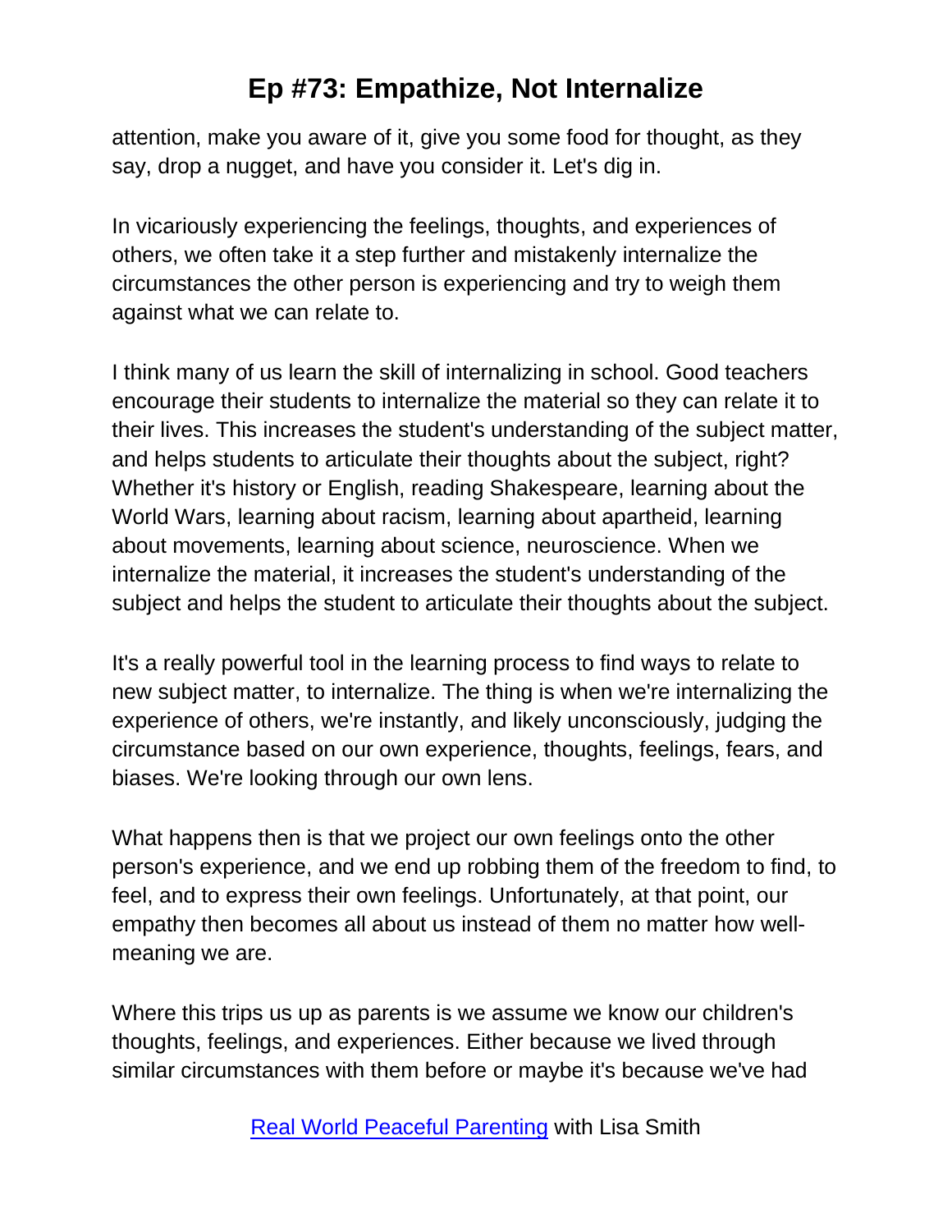attention, make you aware of it, give you some food for thought, as they say, drop a nugget, and have you consider it. Let's dig in.

In vicariously experiencing the feelings, thoughts, and experiences of others, we often take it a step further and mistakenly internalize the circumstances the other person is experiencing and try to weigh them against what we can relate to.

I think many of us learn the skill of internalizing in school. Good teachers encourage their students to internalize the material so they can relate it to their lives. This increases the student's understanding of the subject matter, and helps students to articulate their thoughts about the subject, right? Whether it's history or English, reading Shakespeare, learning about the World Wars, learning about racism, learning about apartheid, learning about movements, learning about science, neuroscience. When we internalize the material, it increases the student's understanding of the subject and helps the student to articulate their thoughts about the subject.

It's a really powerful tool in the learning process to find ways to relate to new subject matter, to internalize. The thing is when we're internalizing the experience of others, we're instantly, and likely unconsciously, judging the circumstance based on our own experience, thoughts, feelings, fears, and biases. We're looking through our own lens.

What happens then is that we project our own feelings onto the other person's experience, and we end up robbing them of the freedom to find, to feel, and to express their own feelings. Unfortunately, at that point, our empathy then becomes all about us instead of them no matter how well-meaning we are.

Where this trips us up as parents is we assume we know our children's thoughts, feelings, and experiences. Either because we lived through similar circumstances with them before or maybe it's because we've had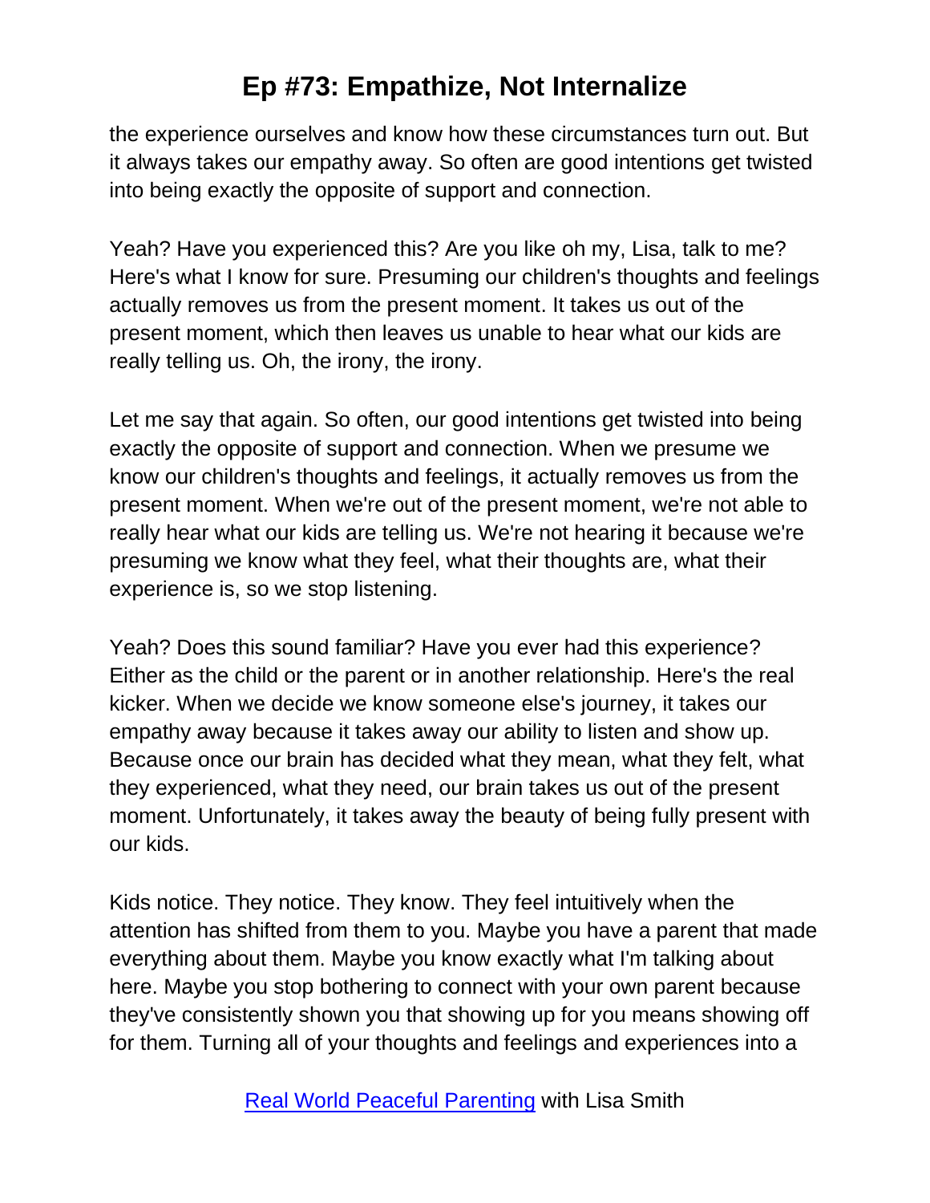the experience ourselves and know how these circumstances turn out. But it always takes our empathy away. So often are good intentions get twisted into being exactly the opposite of support and connection.

Yeah? Have you experienced this? Are you like oh my, Lisa, talk to me? Here's what I know for sure. Presuming our children's thoughts and feelings actually removes us from the present moment. It takes us out of the present moment, which then leaves us unable to hear what our kids are really telling us. Oh, the irony, the irony.

Let me say that again. So often, our good intentions get twisted into being exactly the opposite of support and connection. When we presume we know our children's thoughts and feelings, it actually removes us from the present moment. When we're out of the present moment, we're not able to really hear what our kids are telling us. We're not hearing it because we're presuming we know what they feel, what their thoughts are, what their experience is, so we stop listening.

Yeah? Does this sound familiar? Have you ever had this experience? Either as the child or the parent or in another relationship. Here's the real kicker. When we decide we know someone else's journey, it takes our empathy away because it takes away our ability to listen and show up. Because once our brain has decided what they mean, what they felt, what they experienced, what they need, our brain takes us out of the present moment. Unfortunately, it takes away the beauty of being fully present with our kids.

Kids notice. They notice. They know. They feel intuitively when the attention has shifted from them to you. Maybe you have a parent that made everything about them. Maybe you know exactly what I'm talking about here. Maybe you stop bothering to connect with your own parent because they've consistently shown you that showing up for you means showing off for them. Turning all of your thoughts and feelings and experiences into a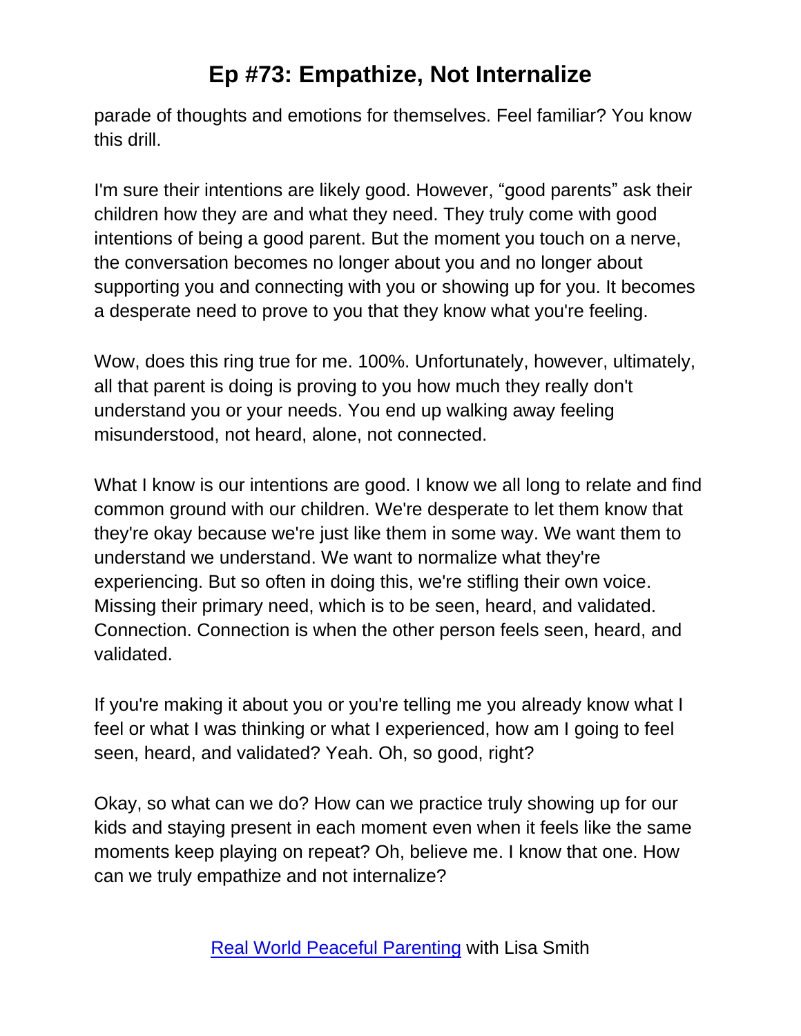parade of thoughts and emotions for themselves. Feel familiar? You know this drill.

I'm sure their intentions are likely good. However, "good parents" ask their children how they are and what they need. They truly come with good intentions of being a good parent. But the moment you touch on a nerve, the conversation becomes no longer about you and no longer about supporting you and connecting with you or showing up for you. It becomes a desperate need to prove to you that they know what you're feeling.

Wow, does this ring true for me. 100%. Unfortunately, however, ultimately, all that parent is doing is proving to you how much they really don't understand you or your needs. You end up walking away feeling misunderstood, not heard, alone, not connected.

What I know is our intentions are good. I know we all long to relate and find common ground with our children. We're desperate to let them know that they're okay because we're just like them in some way. We want them to understand we understand. We want to normalize what they're experiencing. But so often in doing this, we're stifling their own voice. Missing their primary need, which is to be seen, heard, and validated. Connection. Connection is when the other person feels seen, heard, and validated.

If you're making it about you or you're telling me you already know what I feel or what I was thinking or what I experienced, how am I going to feel seen, heard, and validated? Yeah. Oh, so good, right?

Okay, so what can we do? How can we practice truly showing up for our kids and staying present in each moment even when it feels like the same moments keep playing on repeat? Oh, believe me. I know that one. How can we truly empathize and not internalize?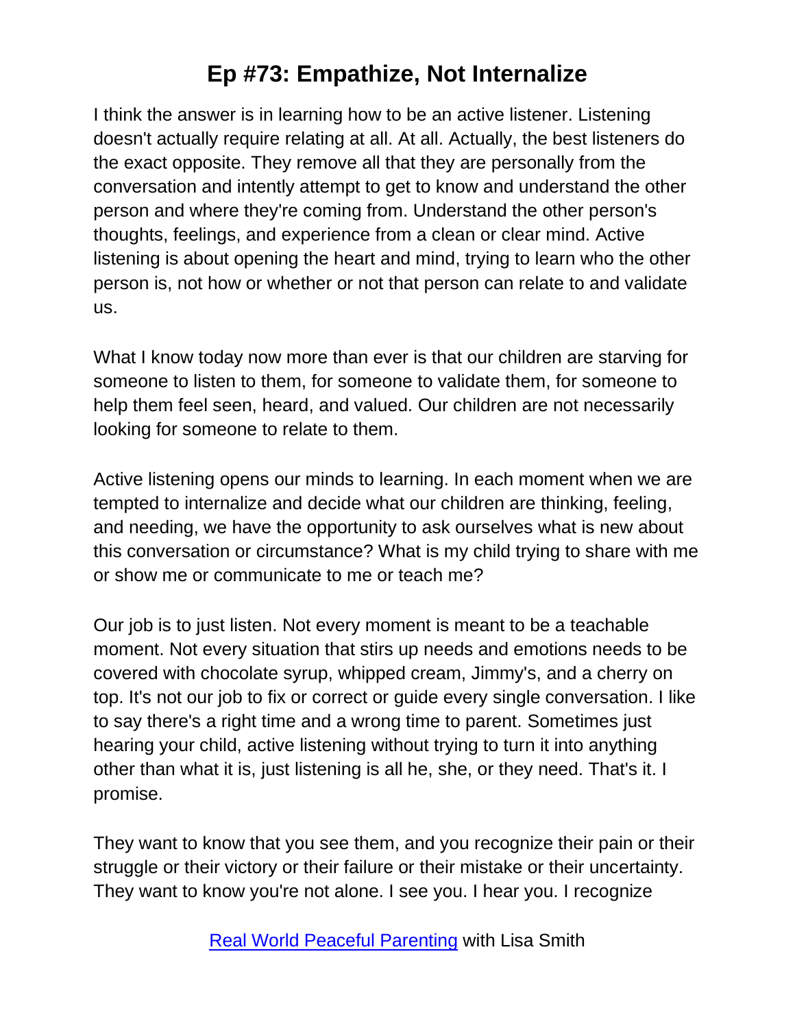I think the answer is in learning how to be an active listener. Listening doesn't actually require relating at all. At all. Actually, the best listeners do the exact opposite. They remove all that they are personally from the conversation and intently attempt to get to know and understand the other person and where they're coming from. Understand the other person's thoughts, feelings, and experience from a clean or clear mind. Active listening is about opening the heart and mind, trying to learn who the other person is, not how or whether or not that person can relate to and validate us.

What I know today now more than ever is that our children are starving for someone to listen to them, for someone to validate them, for someone to help them feel seen, heard, and valued. Our children are not necessarily looking for someone to relate to them.

Active listening opens our minds to learning. In each moment when we are tempted to internalize and decide what our children are thinking, feeling, and needing, we have the opportunity to ask ourselves what is new about this conversation or circumstance? What is my child trying to share with me or show me or communicate to me or teach me?

Our job is to just listen. Not every moment is meant to be a teachable moment. Not every situation that stirs up needs and emotions needs to be covered with chocolate syrup, whipped cream, Jimmy's, and a cherry on top. It's not our job to fix or correct or guide every single conversation. I like to say there's a right time and a wrong time to parent. Sometimes just hearing your child, active listening without trying to turn it into anything other than what it is, just listening is all he, she, or they need. That's it. I promise.

They want to know that you see them, and you recognize their pain or their struggle or their victory or their failure or their mistake or their uncertainty. They want to know you're not alone. I see you. I hear you. I recognize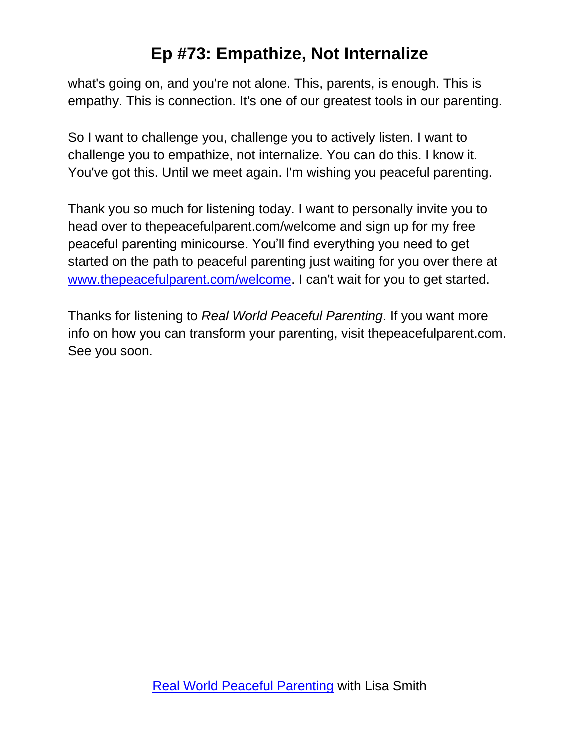what's going on, and you're not alone. This, parents, is enough. This is empathy. This is connection. It's one of our greatest tools in our parenting.

So I want to challenge you, challenge you to actively listen. I want to challenge you to empathize, not internalize. You can do this. I know it. You've got this. Until we meet again. I'm wishing you peaceful parenting.

Thank you so much for listening today. I want to personally invite you to head over to thepeacefulparent.com/welcome and sign up for my free peaceful parenting minicourse. You'll find everything you need to get started on the path to peaceful parenting just waiting for you over there at [www.thepeacefulparent.com/welcome](http://www.thepeacefulparent.com/welcome). I can't wait for you to get started.

Thanks for listening to *Real World Peaceful Parenting*. If you want more info on how you can transform your parenting, visit thepeacefulparent.com. See you soon.